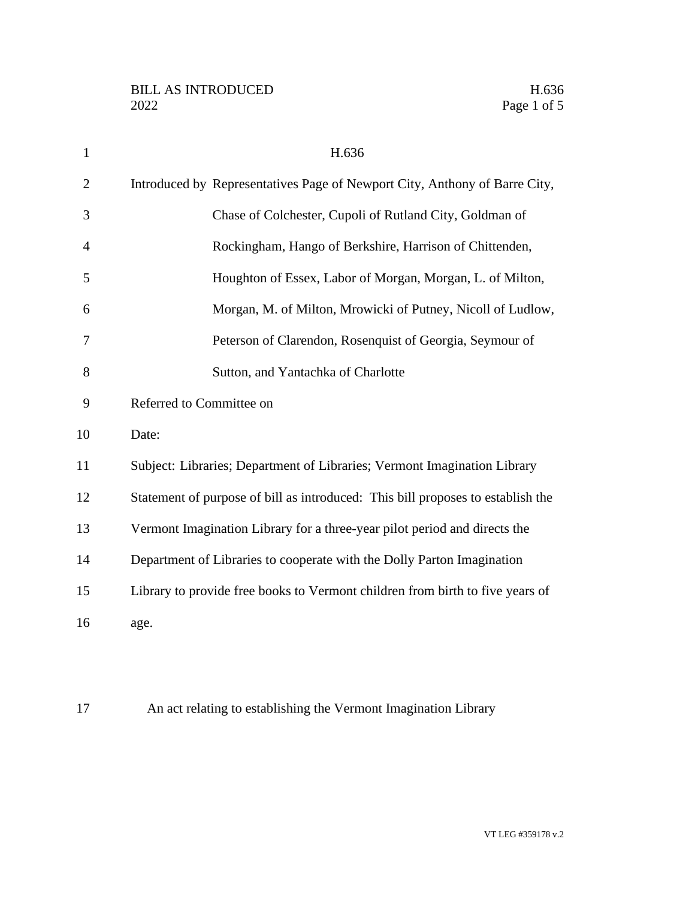BILL AS INTRODUCED
2022

# H.636

Introduced by Representatives Page of Newport City, Anthony of Barre City, Chase of Colchester, Cupoli of Rutland City, Goldman of Rockingham, Hango of Berkshire, Harrison of Chittenden, Houghton of Essex, Labor of Morgan, Morgan, L. of Milton, Morgan, M. of Milton, Mrowicki of Putney, Nicoll of Ludlow, Peterson of Clarendon, Rosenquist of Georgia, Seymour of Sutton, and Yantachka of Charlotte

Referred to Committee on

Date:

Subject: Libraries; Department of Libraries; Vermont Imagination Library

Statement of purpose of bill as introduced: This bill proposes to establish the Vermont Imagination Library for a three-year pilot period and directs the Department of Libraries to cooperate with the Dolly Parton Imagination Library to provide free books to Vermont children from birth to five years of age.

An act relating to establishing the Vermont Imagination Library

VT LEG #359178 v.2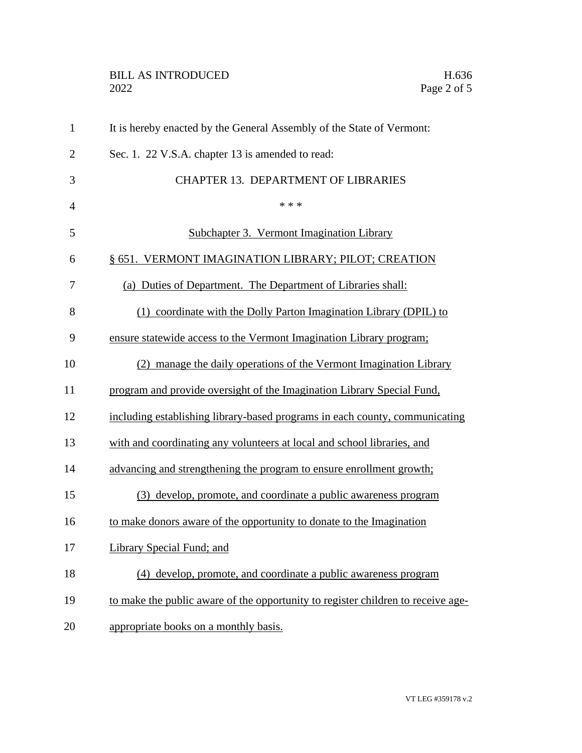It is hereby enacted by the General Assembly of the State of Vermont:

Sec. 1. 22 V.S.A. chapter 13 is amended to read:

CHAPTER 13. DEPARTMENT OF LIBRARIES

\* \* \*

Subchapter 3. Vermont Imagination Library

§ 651. VERMONT IMAGINATION LIBRARY; PILOT; CREATION

(a) Duties of Department. The Department of Libraries shall:

(1) coordinate with the Dolly Parton Imagination Library (DPIL) to ensure statewide access to the Vermont Imagination Library program;

(2) manage the daily operations of the Vermont Imagination Library program and provide oversight of the Imagination Library Special Fund, including establishing library-based programs in each county, communicating with and coordinating any volunteers at local and school libraries, and advancing and strengthening the program to ensure enrollment growth;

(3) develop, promote, and coordinate a public awareness program to make donors aware of the opportunity to donate to the Imagination Library Special Fund; and

(4) develop, promote, and coordinate a public awareness program to make the public aware of the opportunity to register children to receive age-appropriate books on a monthly basis.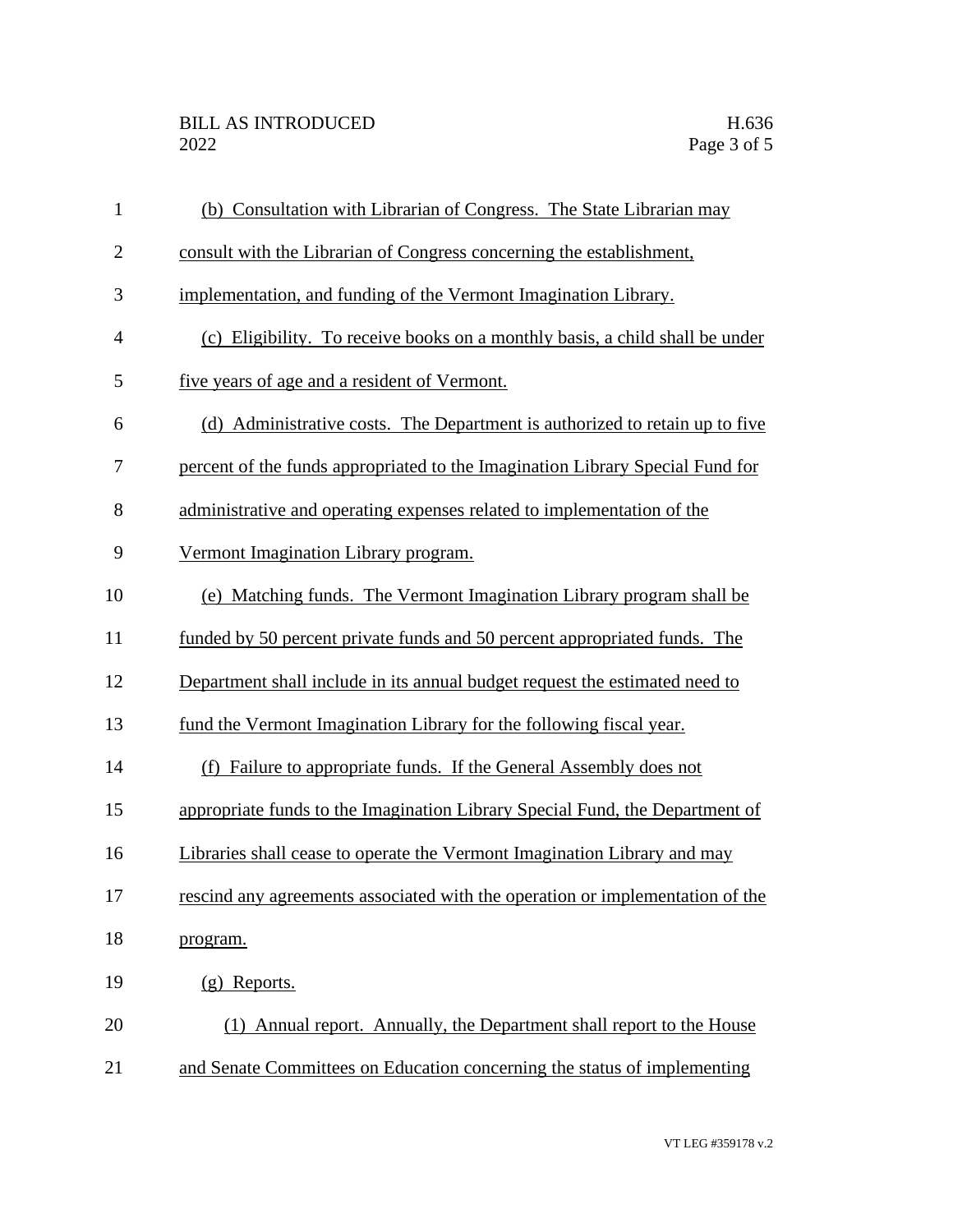(b) Consultation with Librarian of Congress. The State Librarian may consult with the Librarian of Congress concerning the establishment, implementation, and funding of the Vermont Imagination Library.

(c) Eligibility. To receive books on a monthly basis, a child shall be under five years of age and a resident of Vermont.

(d) Administrative costs. The Department is authorized to retain up to five percent of the funds appropriated to the Imagination Library Special Fund for administrative and operating expenses related to implementation of the Vermont Imagination Library program.

(e) Matching funds. The Vermont Imagination Library program shall be funded by 50 percent private funds and 50 percent appropriated funds. The Department shall include in its annual budget request the estimated need to fund the Vermont Imagination Library for the following fiscal year.

(f) Failure to appropriate funds. If the General Assembly does not appropriate funds to the Imagination Library Special Fund, the Department of Libraries shall cease to operate the Vermont Imagination Library and may rescind any agreements associated with the operation or implementation of the program.

(g) Reports.

(1) Annual report. Annually, the Department shall report to the House and Senate Committees on Education concerning the status of implementing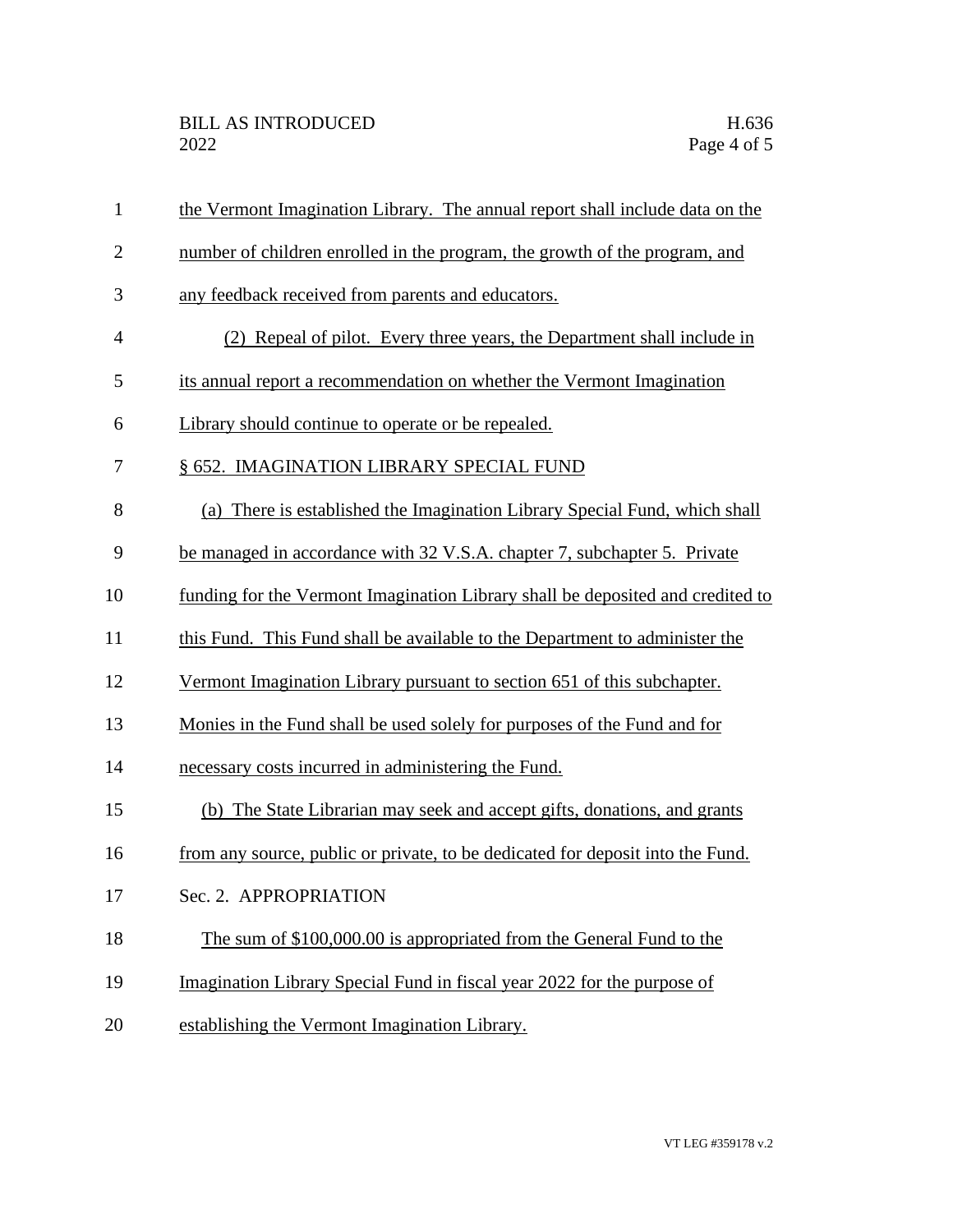the Vermont Imagination Library. The annual report shall include data on the number of children enrolled in the program, the growth of the program, and any feedback received from parents and educators.

(2) Repeal of pilot. Every three years, the Department shall include in its annual report a recommendation on whether the Vermont Imagination Library should continue to operate or be repealed.

§ 652. IMAGINATION LIBRARY SPECIAL FUND

(a) There is established the Imagination Library Special Fund, which shall be managed in accordance with 32 V.S.A. chapter 7, subchapter 5. Private funding for the Vermont Imagination Library shall be deposited and credited to this Fund. This Fund shall be available to the Department to administer the Vermont Imagination Library pursuant to section 651 of this subchapter. Monies in the Fund shall be used solely for purposes of the Fund and for necessary costs incurred in administering the Fund.

(b) The State Librarian may seek and accept gifts, donations, and grants from any source, public or private, to be dedicated for deposit into the Fund.

Sec. 2. APPROPRIATION

The sum of $100,000.00 is appropriated from the General Fund to the Imagination Library Special Fund in fiscal year 2022 for the purpose of establishing the Vermont Imagination Library.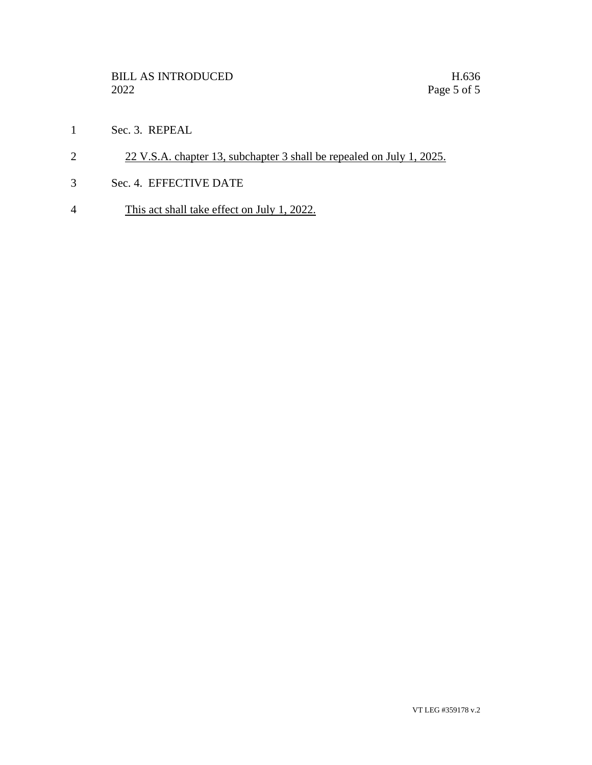Sec. 3. REPEAL

22 V.S.A. chapter 13, subchapter 3 shall be repealed on July 1, 2025.

Sec. 4. EFFECTIVE DATE

This act shall take effect on July 1, 2022.